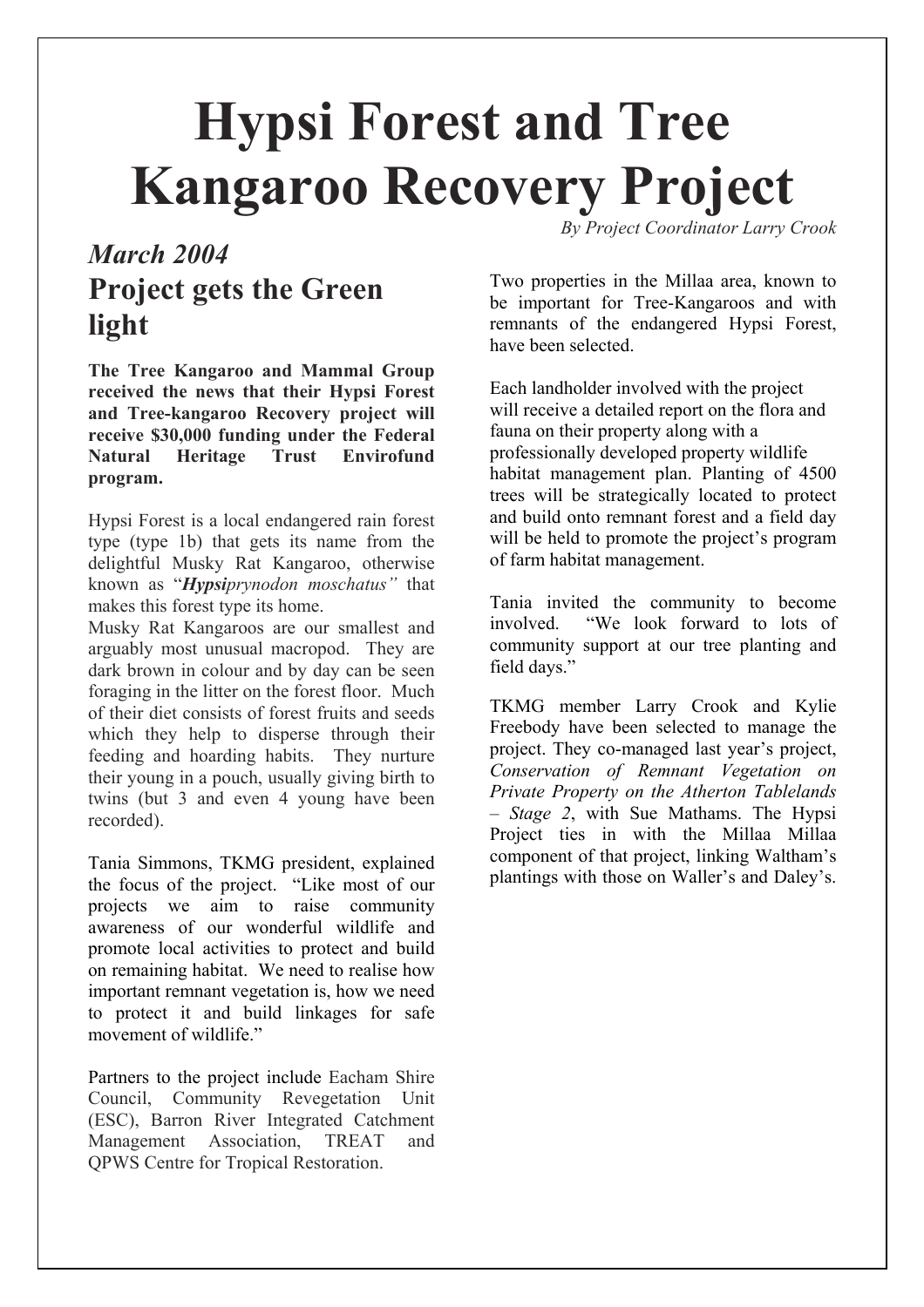# Hypsi Forest and Tree Kangaroo Recovery Project

*By Project Coordinator Larry Crook*

## *March 2004*

## Project gets the Green light

**The Tree Kangaroo and Mammal Group received the news that their Hypsi Forest and Tree-kangaroo Recovery project will receive $30,000 funding under the Federal Natural Heritage Trust Envirofund program.**

Hypsi Forest is a local endangered rain forest type (type 1b) that gets its name from the delightful Musky Rat Kangaroo, otherwise known as "***Hypsi****prynodon moschatus"* that makes this forest type its home.

Musky Rat Kangaroos are our smallest and arguably most unusual macropod. They are dark brown in colour and by day can be seen foraging in the litter on the forest floor. Much of their diet consists of forest fruits and seeds which they help to disperse through their feeding and hoarding habits. They nurture their young in a pouch, usually giving birth to twins (but 3 and even 4 young have been recorded).

Tania Simmons, TKMG president, explained the focus of the project. "Like most of our projects we aim to raise community awareness of our wonderful wildlife and promote local activities to protect and build on remaining habitat. We need to realise how important remnant vegetation is, how we need to protect it and build linkages for safe movement of wildlife."

Partners to the project include Eacham Shire Council, Community Revegetation Unit (ESC), Barron River Integrated Catchment Management Association, TREAT and QPWS Centre for Tropical Restoration.

Two properties in the Millaa area, known to be important for Tree-Kangaroos and with remnants of the endangered Hypsi Forest, have been selected.

Each landholder involved with the project will receive a detailed report on the flora and fauna on their property along with a professionally developed property wildlife habitat management plan. Planting of 4500 trees will be strategically located to protect and build onto remnant forest and a field day will be held to promote the project's program of farm habitat management.

Tania invited the community to become involved. "We look forward to lots of community support at our tree planting and field days."

TKMG member Larry Crook and Kylie Freebody have been selected to manage the project. They co-managed last year's project, *Conservation of Remnant Vegetation on Private Property on the Atherton Tablelands – Stage 2*, with Sue Mathams. The Hypsi Project ties in with the Millaa Millaa component of that project, linking Waltham's plantings with those on Waller's and Daley's.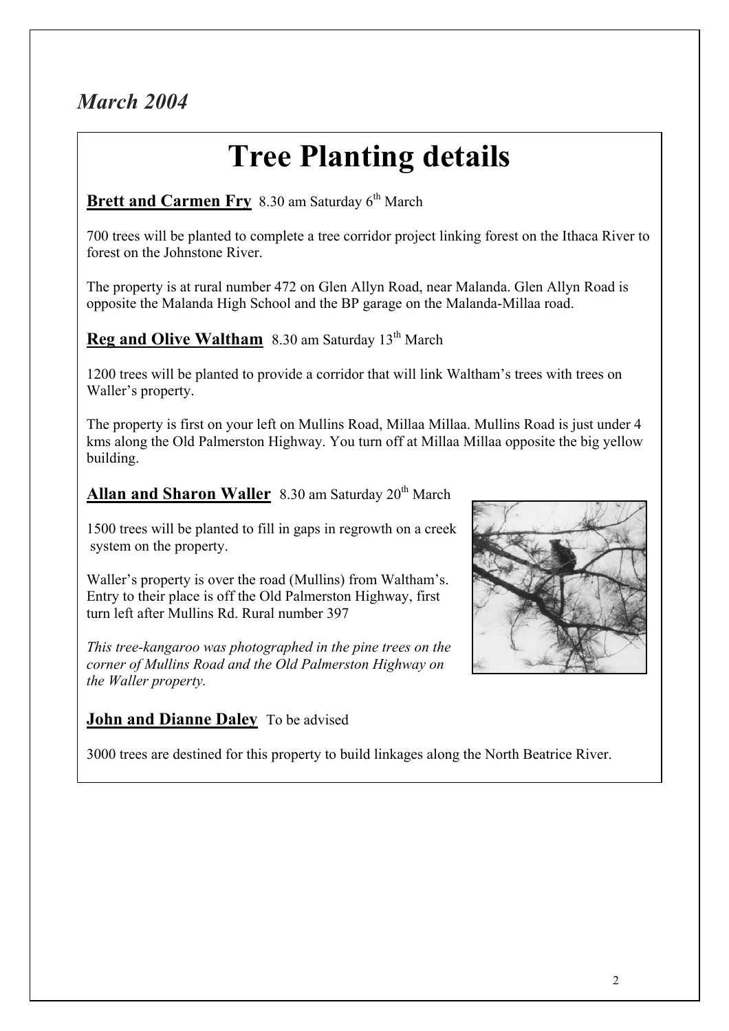*March 2004*

# Tree Planting details

**Brett and Carmen Fry** 8.30 am Saturday 6th March

700 trees will be planted to complete a tree corridor project linking forest on the Ithaca River to forest on the Johnstone River.

The property is at rural number 472 on Glen Allyn Road, near Malanda. Glen Allyn Road is opposite the Malanda High School and the BP garage on the Malanda-Millaa road.

**Reg and Olive Waltham** 8.30 am Saturday 13th March

1200 trees will be planted to provide a corridor that will link Waltham's trees with trees on Waller's property.

The property is first on your left on Mullins Road, Millaa Millaa. Mullins Road is just under 4 kms along the Old Palmerston Highway. You turn off at Millaa Millaa opposite the big yellow building.

**Allan and Sharon Waller** 8.30 am Saturday 20th March

1500 trees will be planted to fill in gaps in regrowth on a creek system on the property.

Waller's property is over the road (Mullins) from Waltham's. Entry to their place is off the Old Palmerston Highway, first turn left after Mullins Rd. Rural number 397

*This tree-kangaroo was photographed in the pine trees on the corner of Mullins Road and the Old Palmerston Highway on the Waller property.*

**John and Dianne Daley** To be advised

3000 trees are destined for this property to build linkages along the North Beatrice River.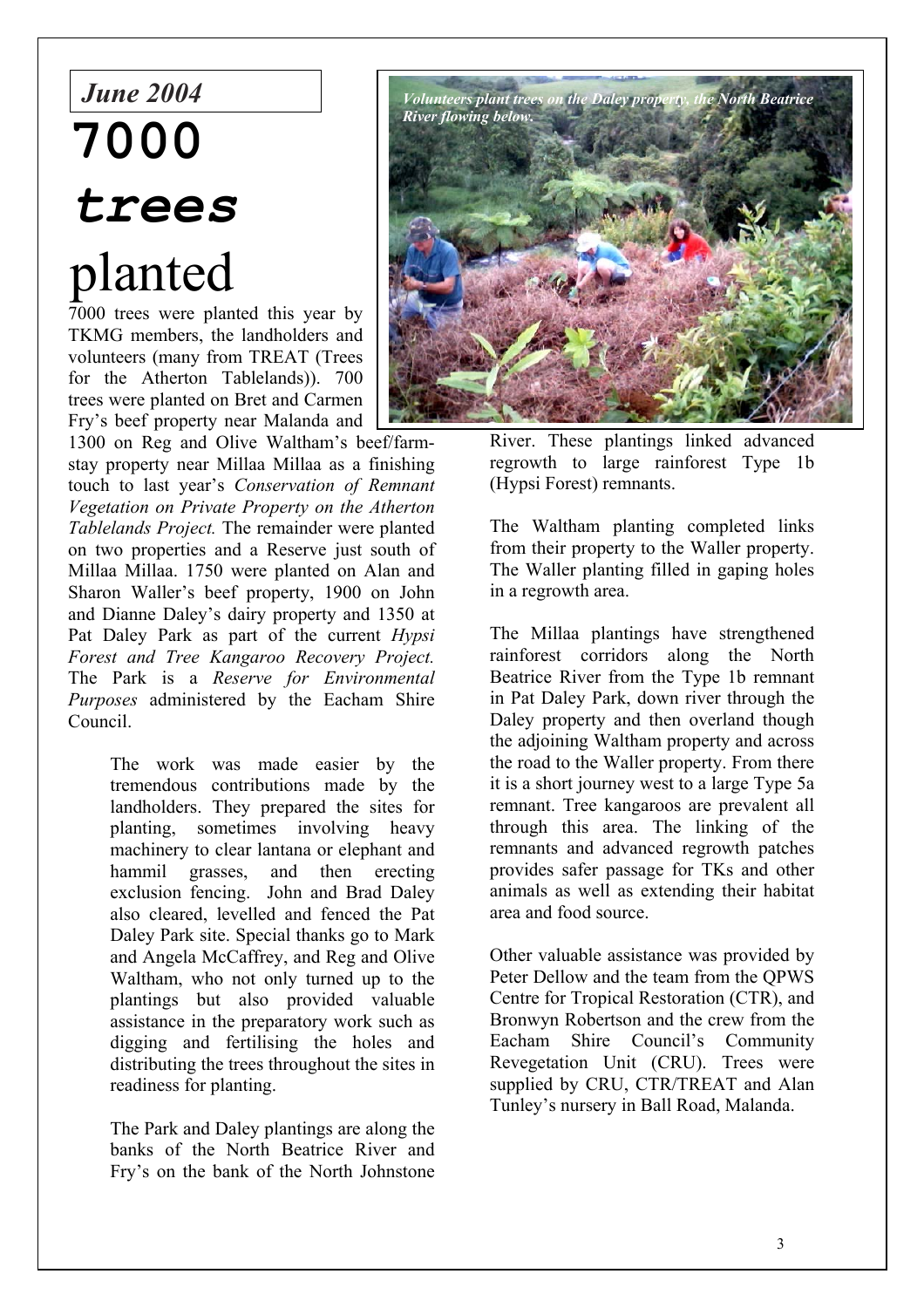June 2004

# 7000 *trees* planted

7000 trees were planted this year by TKMG members, the landholders and volunteers (many from TREAT (Trees for the Atherton Tablelands)). 700 trees were planted on Bret and Carmen Fry's beef property near Malanda and 1300 on Reg and Olive Waltham's beef/farm-stay property near Millaa Millaa as a finishing touch to last year's *Conservation of Remnant Vegetation on Private Property on the Atherton Tablelands Project.* The remainder were planted on two properties and a Reserve just south of Millaa Millaa. 1750 were planted on Alan and Sharon Waller's beef property, 1900 on John and Dianne Daley's dairy property and 1350 at Pat Daley Park as part of the current *Hypsi Forest and Tree Kangaroo Recovery Project.* The Park is a *Reserve for Environmental Purposes* administered by the Eacham Shire Council.

*Volunteers plant trees on the Daley property, the North Beatrice River flowing below.*

The work was made easier by the tremendous contributions made by the landholders. They prepared the sites for planting, sometimes involving heavy machinery to clear lantana or elephant and hammil grasses, and then erecting exclusion fencing. John and Brad Daley also cleared, levelled and fenced the Pat Daley Park site. Special thanks go to Mark and Angela McCaffrey, and Reg and Olive Waltham, who not only turned up to the plantings but also provided valuable assistance in the preparatory work such as digging and fertilising the holes and distributing the trees throughout the sites in readiness for planting.

The Park and Daley plantings are along the banks of the North Beatrice River and Fry's on the bank of the North Johnstone River. These plantings linked advanced regrowth to large rainforest Type 1b (Hypsi Forest) remnants.

The Waltham planting completed links from their property to the Waller property. The Waller planting filled in gaping holes in a regrowth area.

The Millaa plantings have strengthened rainforest corridors along the North Beatrice River from the Type 1b remnant in Pat Daley Park, down river through the Daley property and then overland though the adjoining Waltham property and across the road to the Waller property. From there it is a short journey west to a large Type 5a remnant. Tree kangaroos are prevalent all through this area. The linking of the remnants and advanced regrowth patches provides safer passage for TKs and other animals as well as extending their habitat area and food source.

Other valuable assistance was provided by Peter Dellow and the team from the QPWS Centre for Tropical Restoration (CTR), and Bronwyn Robertson and the crew from the Eacham Shire Council's Community Revegetation Unit (CRU). Trees were supplied by CRU, CTR/TREAT and Alan Tunley's nursery in Ball Road, Malanda.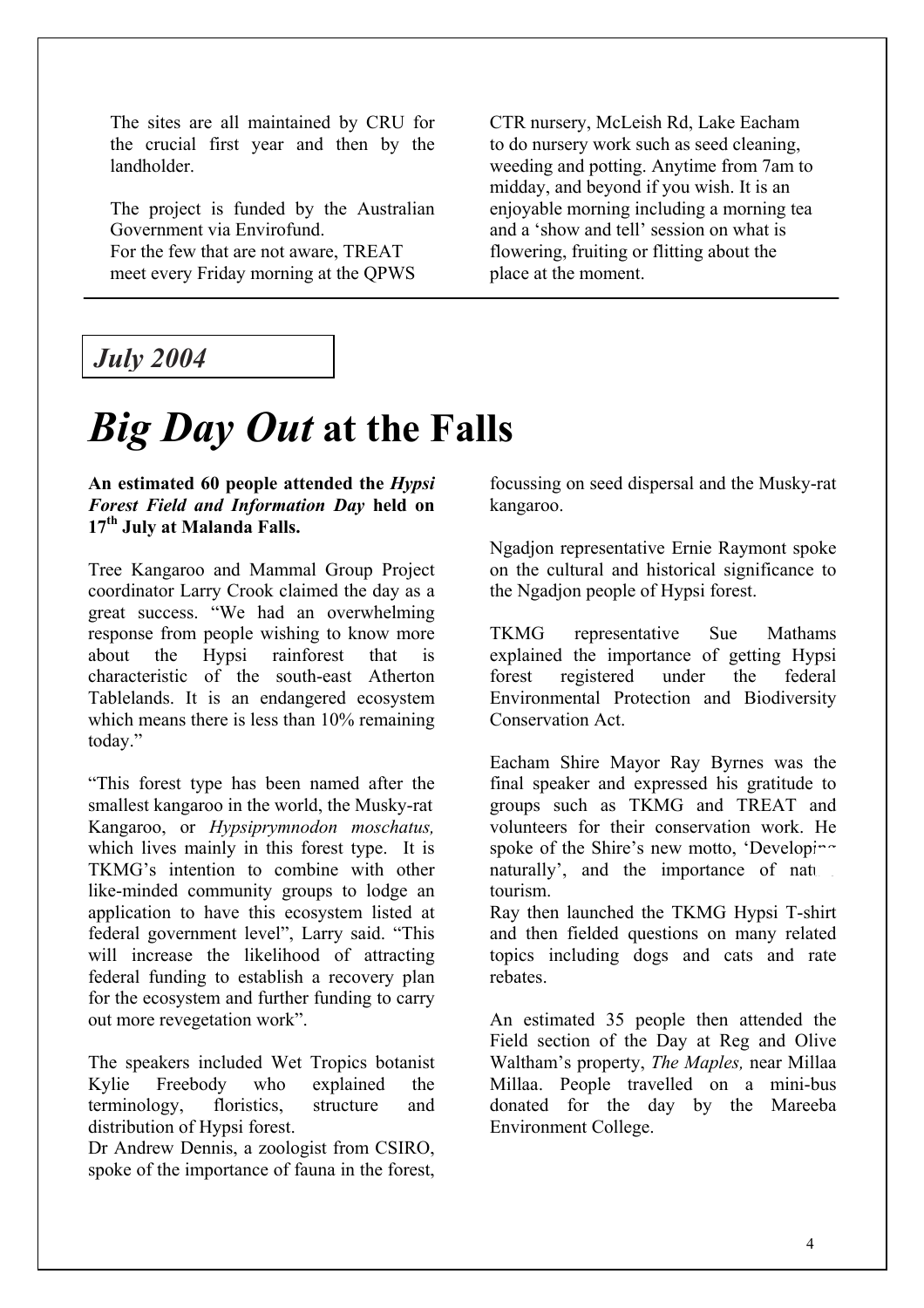The sites are all maintained by CRU for the crucial first year and then by the landholder.

The project is funded by the Australian Government via Envirofund.

For the few that are not aware, TREAT meet every Friday morning at the QPWS CTR nursery, McLeish Rd, Lake Eacham to do nursery work such as seed cleaning, weeding and potting. Anytime from 7am to midday, and beyond if you wish. It is an enjoyable morning including a morning tea and a 'show and tell' session on what is flowering, fruiting or flitting about the place at the moment.

---

***July 2004***

# *Big Day Out* at the Falls

**An estimated 60 people attended the *Hypsi Forest Field and Information Day* held on 17th July at Malanda Falls.**

Tree Kangaroo and Mammal Group Project coordinator Larry Crook claimed the day as a great success. "We had an overwhelming response from people wishing to know more about the Hypsi rainforest that is characteristic of the south-east Atherton Tablelands. It is an endangered ecosystem which means there is less than 10% remaining today."

"This forest type has been named after the smallest kangaroo in the world, the Musky-rat Kangaroo, or *Hypsiprymnodon moschatus,* which lives mainly in this forest type. It is TKMG's intention to combine with other like-minded community groups to lodge an application to have this ecosystem listed at federal government level", Larry said. "This will increase the likelihood of attracting federal funding to establish a recovery plan for the ecosystem and further funding to carry out more revegetation work".

The speakers included Wet Tropics botanist Kylie Freebody who explained the terminology, floristics, structure and distribution of Hypsi forest.

Dr Andrew Dennis, a zoologist from CSIRO, spoke of the importance of fauna in the forest, focussing on seed dispersal and the Musky-rat kangaroo.

Ngadjon representative Ernie Raymont spoke on the cultural and historical significance to the Ngadjon people of Hypsi forest.

TKMG representative Sue Mathams explained the importance of getting Hypsi forest registered under the federal Environmental Protection and Biodiversity Conservation Act.

Eacham Shire Mayor Ray Byrnes was the final speaker and expressed his gratitude to groups such as TKMG and TREAT and volunteers for their conservation work. He spoke of the Shire's new motto, 'Developing naturally', and the importance of nature tourism.

Ray then launched the TKMG Hypsi T-shirt and then fielded questions on many related topics including dogs and cats and rate rebates.

An estimated 35 people then attended the Field section of the Day at Reg and Olive Waltham's property, *The Maples,* near Millaa Millaa. People travelled on a mini-bus donated for the day by the Mareeba Environment College.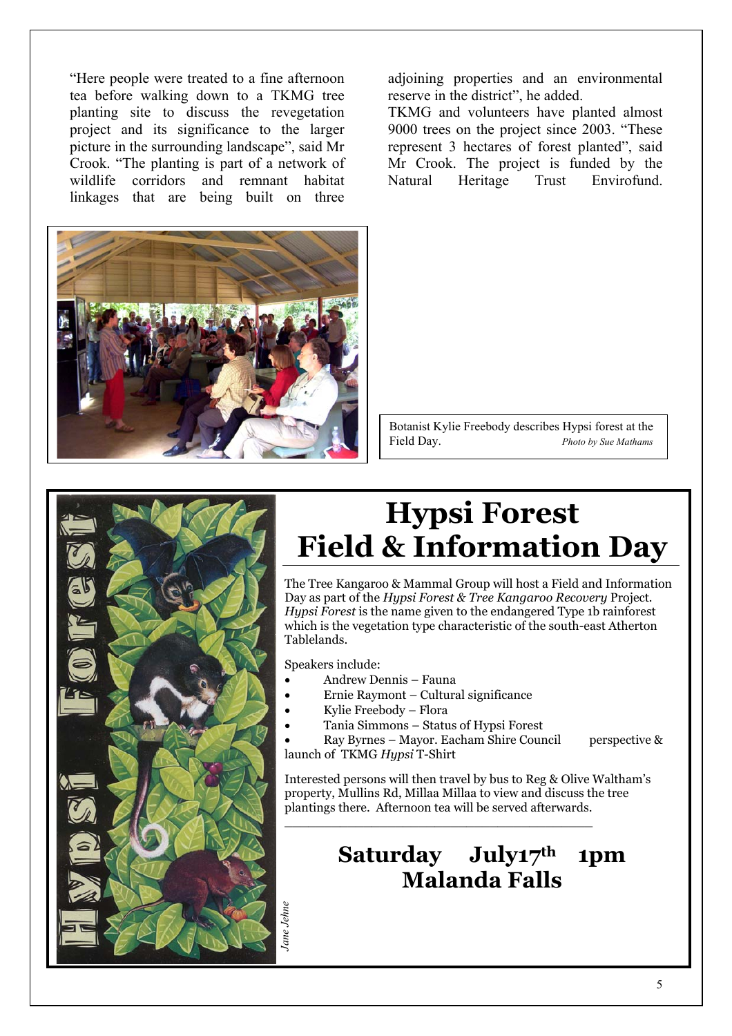"Here people were treated to a fine afternoon tea before walking down to a TKMG tree planting site to discuss the revegetation project and its significance to the larger picture in the surrounding landscape", said Mr Crook. "The planting is part of a network of wildlife corridors and remnant habitat linkages that are being built on three adjoining properties and an environmental reserve in the district", he added.

TKMG and volunteers have planted almost 9000 trees on the project since 2003. "These represent 3 hectares of forest planted", said Mr Crook. The project is funded by the Natural Heritage Trust Envirofund.

Botanist Kylie Freebody describes Hypsi forest at the Field Day. *Photo by Sue Mathams*

# Hypsi Forest Field & Information Day

The Tree Kangaroo & Mammal Group will host a Field and Information Day as part of the *Hypsi Forest & Tree Kangaroo Recovery* Project. *Hypsi Forest* is the name given to the endangered Type 1b rainforest which is the vegetation type characteristic of the south-east Atherton Tablelands.

Speakers include:

- Andrew Dennis – Fauna
- Ernie Raymont – Cultural significance
- Kylie Freebody – Flora
- Tania Simmons – Status of Hypsi Forest
- Ray Byrnes – Mayor. Eacham Shire Council perspective & launch of TKMG *Hypsi* T-Shirt

Interested persons will then travel by bus to Reg & Olive Waltham's property, Mullins Rd, Millaa Millaa to view and discuss the tree plantings there. Afternoon tea will be served afterwards.

**Saturday July17th 1pm**
**Malanda Falls**

*Jane Jehne*